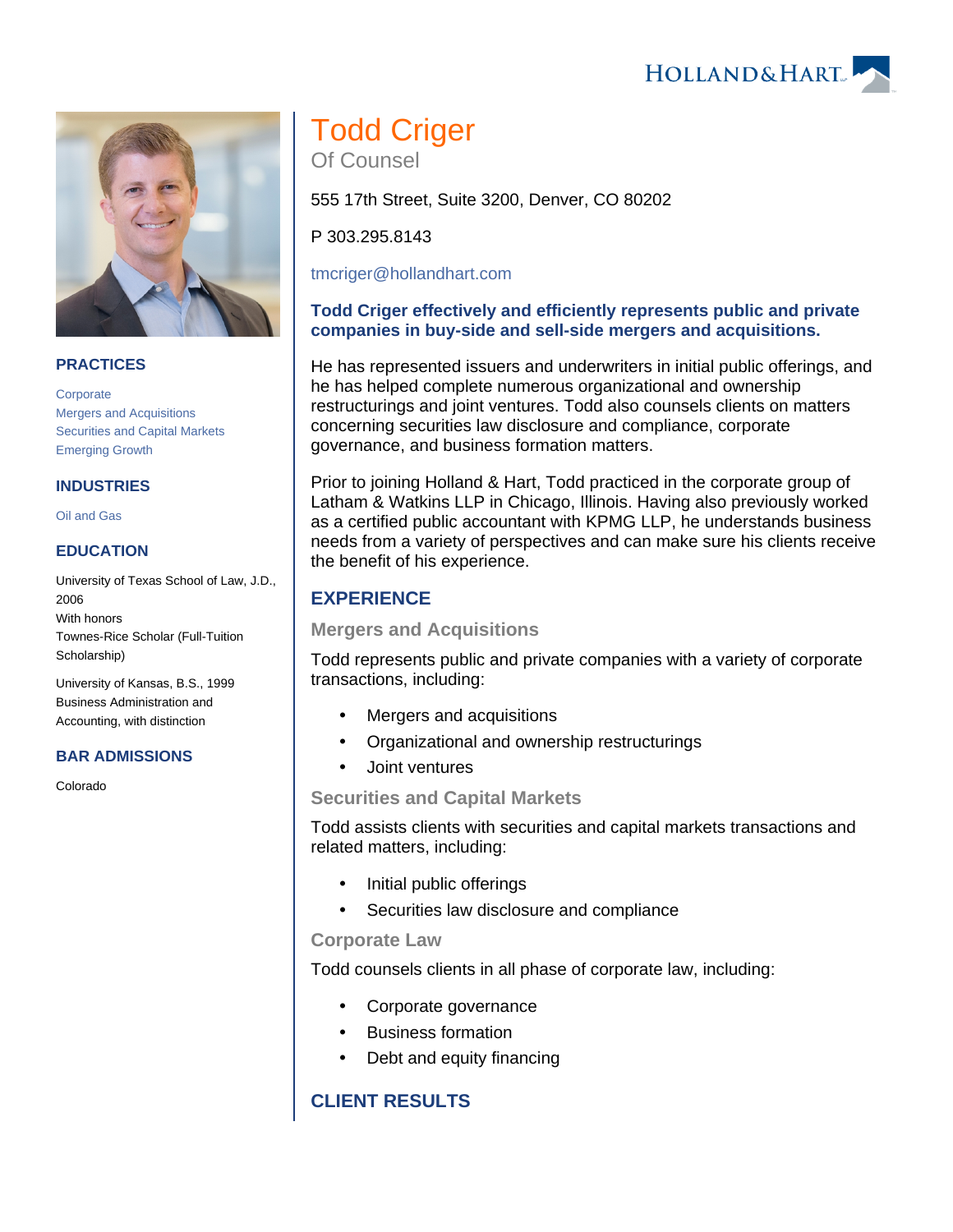# Todd Criger

Of Counsel

555 17th Street, Suite 3200, Denver, CO 80202

P 303.295.8143

tmcriger@hollandhart.com

**Todd Criger effectively and efficiently represents public and private companies in buy-side and sell-side mergers and acquisitions.**

He has represented issuers and underwriters in initial public offerings, and he has helped complete numerous organizational and ownership restructurings and joint ventures. Todd also counsels clients on matters concerning securities law disclosure and compliance, corporate governance, and business formation matters.

Prior to joining Holland & Hart, Todd practiced in the corporate group of Latham & Watkins LLP in Chicago, Illinois. Having also previously worked as a certified public accountant with KPMG LLP, he understands business needs from a variety of perspectives and can make sure his clients receive the benefit of his experience.

## PRACTICES

- Corporate
- Mergers and Acquisitions
- Securities and Capital Markets
- Emerging Growth

## INDUSTRIES

- Oil and Gas

## EDUCATION

University of Texas School of Law, J.D., 2006
With honors
Townes-Rice Scholar (Full-Tuition Scholarship)

University of Kansas, B.S., 1999
Business Administration and Accounting, with distinction

## BAR ADMISSIONS

Colorado

## EXPERIENCE

### Mergers and Acquisitions

Todd represents public and private companies with a variety of corporate transactions, including:

- Mergers and acquisitions
- Organizational and ownership restructurings
- Joint ventures

### Securities and Capital Markets

Todd assists clients with securities and capital markets transactions and related matters, including:

- Initial public offerings
- Securities law disclosure and compliance

### Corporate Law

Todd counsels clients in all phase of corporate law, including:

- Corporate governance
- Business formation
- Debt and equity financing

## CLIENT RESULTS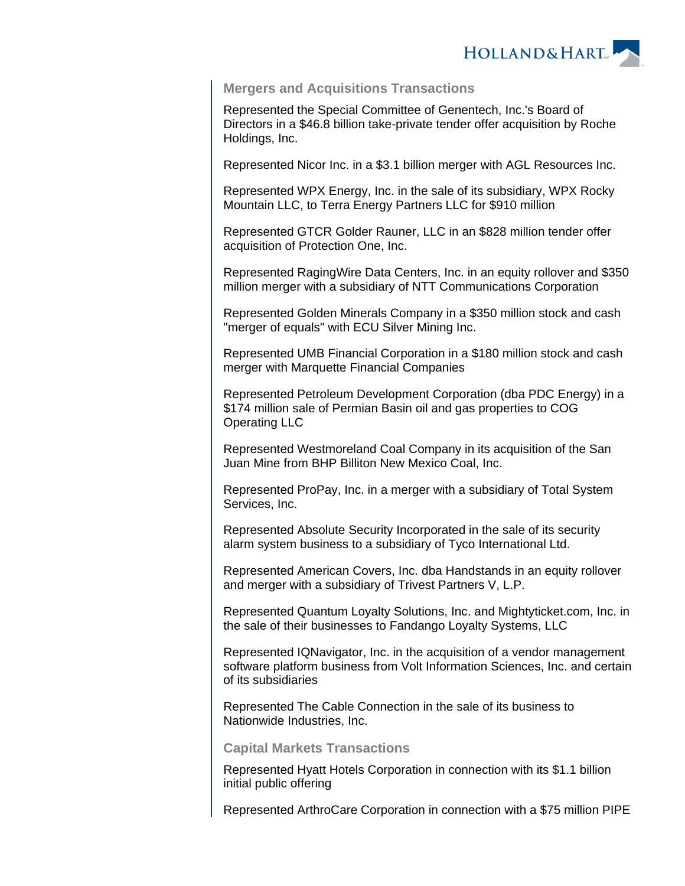### Mergers and Acquisitions Transactions

Represented the Special Committee of Genentech, Inc.'s Board of Directors in a $46.8 billion take-private tender offer acquisition by Roche Holdings, Inc.

Represented Nicor Inc. in a $3.1 billion merger with AGL Resources Inc.

Represented WPX Energy, Inc. in the sale of its subsidiary, WPX Rocky Mountain LLC, to Terra Energy Partners LLC for $910 million

Represented GTCR Golder Rauner, LLC in an $828 million tender offer acquisition of Protection One, Inc.

Represented RagingWire Data Centers, Inc. in an equity rollover and $350 million merger with a subsidiary of NTT Communications Corporation

Represented Golden Minerals Company in a $350 million stock and cash "merger of equals" with ECU Silver Mining Inc.

Represented UMB Financial Corporation in a $180 million stock and cash merger with Marquette Financial Companies

Represented Petroleum Development Corporation (dba PDC Energy) in a $174 million sale of Permian Basin oil and gas properties to COG Operating LLC

Represented Westmoreland Coal Company in its acquisition of the San Juan Mine from BHP Billiton New Mexico Coal, Inc.

Represented ProPay, Inc. in a merger with a subsidiary of Total System Services, Inc.

Represented Absolute Security Incorporated in the sale of its security alarm system business to a subsidiary of Tyco International Ltd.

Represented American Covers, Inc. dba Handstands in an equity rollover and merger with a subsidiary of Trivest Partners V, L.P.

Represented Quantum Loyalty Solutions, Inc. and Mightyticket.com, Inc. in the sale of their businesses to Fandango Loyalty Systems, LLC

Represented IQNavigator, Inc. in the acquisition of a vendor management software platform business from Volt Information Sciences, Inc. and certain of its subsidiaries

Represented The Cable Connection in the sale of its business to Nationwide Industries, Inc.

### Capital Markets Transactions

Represented Hyatt Hotels Corporation in connection with its $1.1 billion initial public offering

Represented ArthroCare Corporation in connection with a $75 million PIPE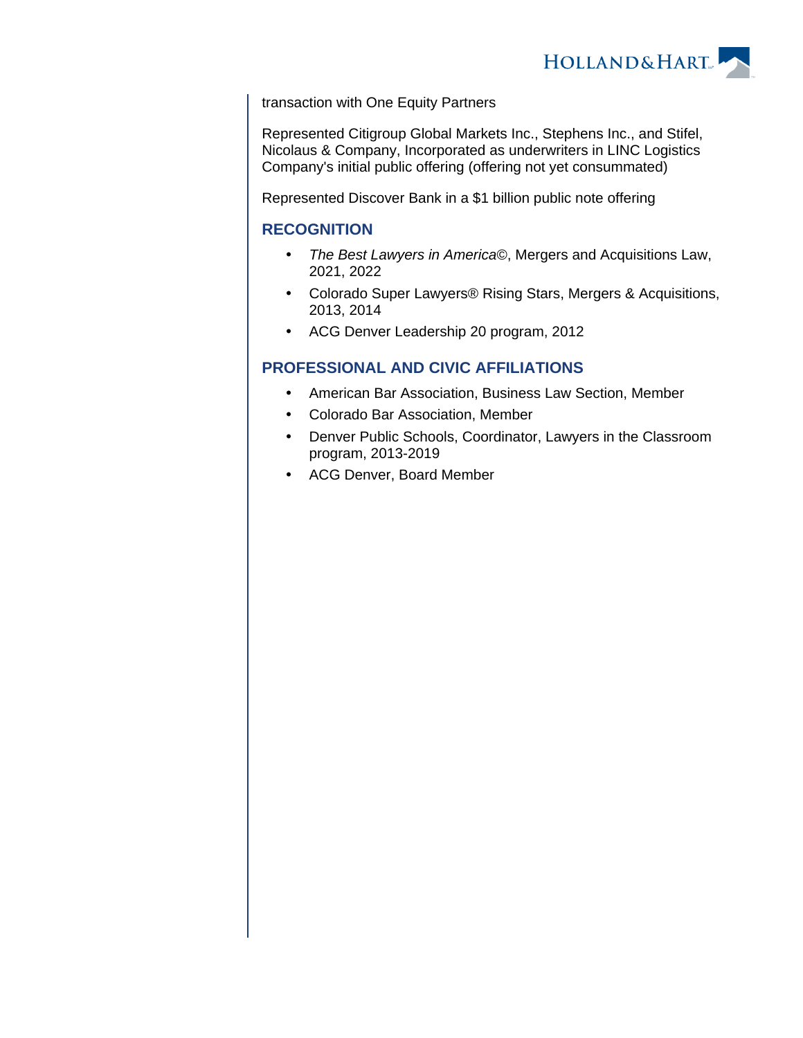transaction with One Equity Partners

Represented Citigroup Global Markets Inc., Stephens Inc., and Stifel, Nicolaus & Company, Incorporated as underwriters in LINC Logistics Company's initial public offering (offering not yet consummated)

Represented Discover Bank in a $1 billion public note offering

## RECOGNITION

- *The Best Lawyers in America*©, Mergers and Acquisitions Law, 2021, 2022
- Colorado Super Lawyers® Rising Stars, Mergers & Acquisitions, 2013, 2014
- ACG Denver Leadership 20 program, 2012

## PROFESSIONAL AND CIVIC AFFILIATIONS

- American Bar Association, Business Law Section, Member
- Colorado Bar Association, Member
- Denver Public Schools, Coordinator, Lawyers in the Classroom program, 2013-2019
- ACG Denver, Board Member